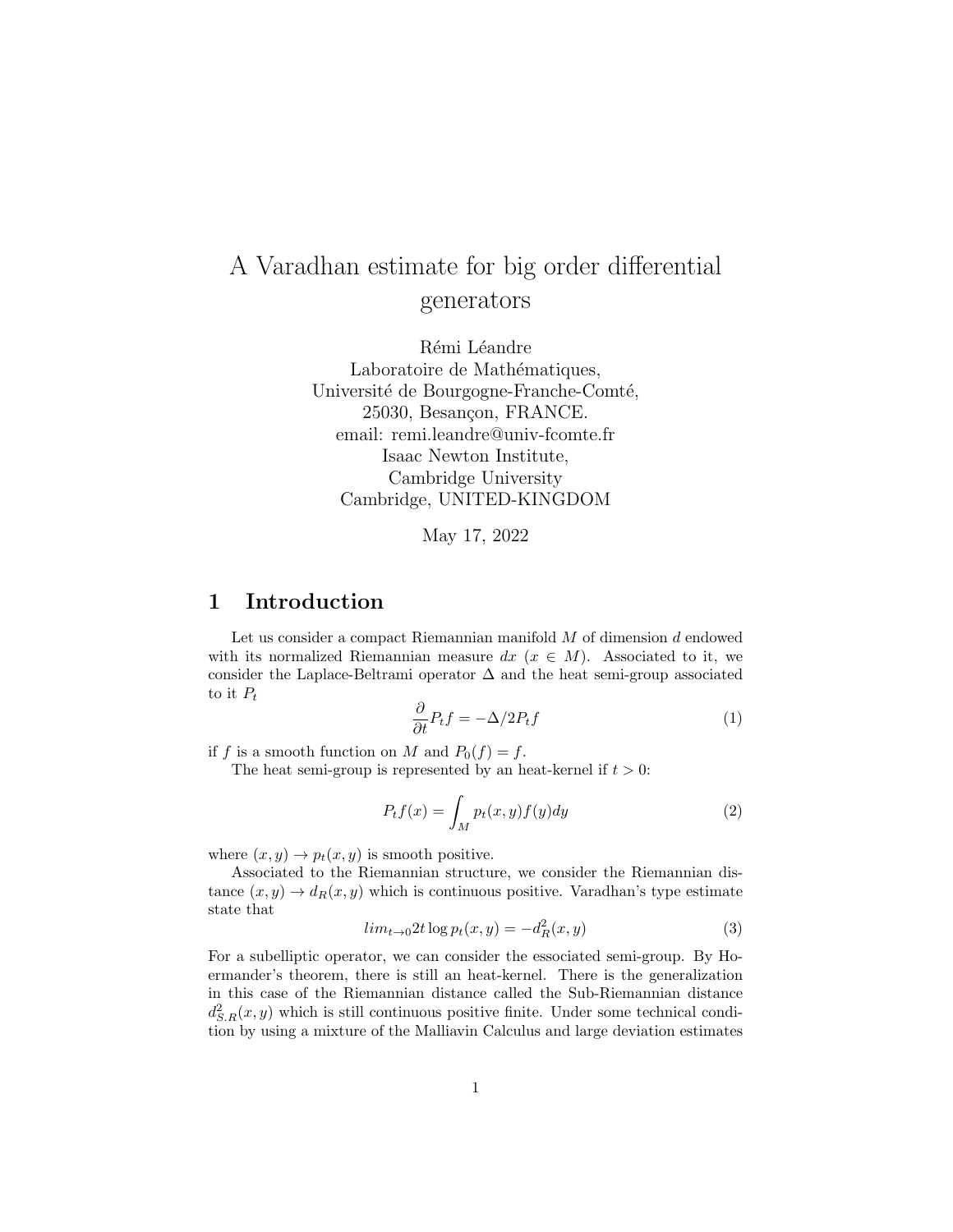# A Varadhan estimate for big order differential generators

Rémi Léandre
Laboratoire de Mathématiques,
Université de Bourgogne-Franche-Comté,
25030, Besançon, FRANCE.
email: remi.leandre@univ-fcomte.fr
Isaac Newton Institute,
Cambridge University
Cambridge, UNITED-KINGDOM

May 17, 2022

## 1 Introduction

Let us consider a compact Riemannian manifold $M$ of dimension $d$ endowed with its normalized Riemannian measure $dx$ ($x \in M$). Associated to it, we consider the Laplace-Beltrami operator $\Delta$ and the heat semi-group associated to it $P_t$

$$\frac{\partial}{\partial t} P_t f = -\Delta/2 P_t f \tag{1}$$

if $f$ is a smooth function on $M$ and $P_0(f) = f$.

The heat semi-group is represented by an heat-kernel if $t > 0$:

$$P_t f(x) = \int_M p_t(x, y) f(y) dy \tag{2}$$

where $(x, y) \to p_t(x, y)$ is smooth positive.

Associated to the Riemannian structure, we consider the Riemannian distance $(x, y) \to d_R(x, y)$ which is continuous positive. Varadhan's type estimate state that

$$lim_{t \to 0} 2t \log p_t(x, y) = -d_R^2(x, y) \tag{3}$$

For a subelliptic operator, we can consider the essociated semi-group. By Hoermander's theorem, there is still an heat-kernel. There is the generalization in this case of the Riemannian distance called the Sub-Riemannian distance $d_{S.R}^2(x, y)$ which is still continuous positive finite. Under some technical condition by using a mixture of the Malliavin Calculus and large deviation estimates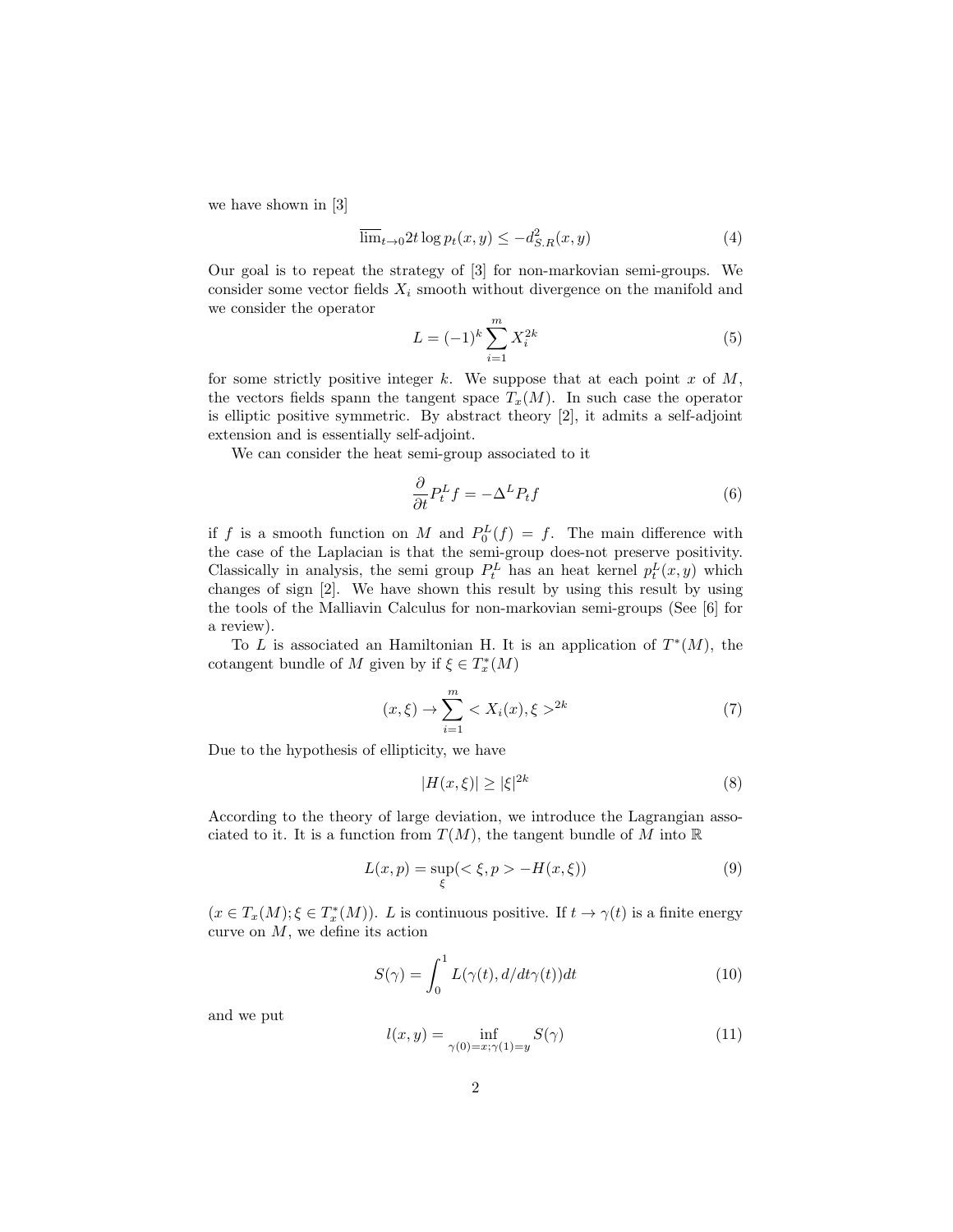we have shown in [3]

$$\overline{\lim}_{t\to 0} 2t \log p_t(x,y) \le -d^2_{S.R}(x,y) \tag{4}$$

Our goal is to repeat the strategy of [3] for non-markovian semi-groups. We consider some vector fields $X_i$ smooth without divergence on the manifold and we consider the operator

$$L = (-1)^k \sum_{i=1}^{m} X_i^{2k} \tag{5}$$

for some strictly positive integer $k$. We suppose that at each point $x$ of $M$, the vectors fields spann the tangent space $T_x(M)$. In such case the operator is elliptic positive symmetric. By abstract theory [2], it admits a self-adjoint extension and is essentially self-adjoint.

We can consider the heat semi-group associated to it

$$\frac{\partial}{\partial t} P_t^L f = -\Delta^L P_t f \tag{6}$$

if $f$ is a smooth function on $M$ and $P_0^L(f) = f$. The main difference with the case of the Laplacian is that the semi-group does-not preserve positivity. Classically in analysis, the semi group $P_t^L$ has an heat kernel $p_t^L(x,y)$ which changes of sign [2]. We have shown this result by using this result by using the tools of the Malliavin Calculus for non-markovian semi-groups (See [6] for a review).

To $L$ is associated an Hamiltonian H. It is an application of $T^*(M)$, the cotangent bundle of $M$ given by if $\xi \in T_x^*(M)$

$$(x,\xi) \to \sum_{i=1}^{m} < X_i(x), \xi >^{2k} \tag{7}$$

Due to the hypothesis of ellipticity, we have

$$|H(x,\xi)| \ge |\xi|^{2k} \tag{8}$$

According to the theory of large deviation, we introduce the Lagrangian associated to it. It is a function from $T(M)$, the tangent bundle of $M$ into $\mathbb{R}$

$$L(x,p) = \sup_{\xi}(< \xi, p > - H(x,\xi)) \tag{9}$$

$(x \in T_x(M); \xi \in T_x^*(M))$. $L$ is continuous positive. If $t \to \gamma(t)$ is a finite energy curve on $M$, we define its action

$$S(\gamma) = \int_0^1 L(\gamma(t), d/dt\gamma(t))dt \tag{10}$$

and we put

$$l(x,y) = \inf_{\gamma(0)=x;\gamma(1)=y} S(\gamma) \tag{11}$$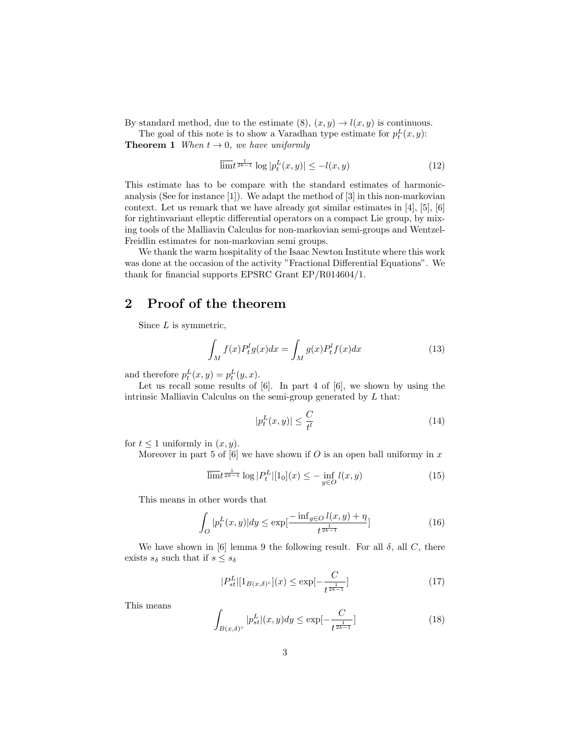By standard method, due to the estimate (8), $(x,y) \to l(x,y)$ is continuous.

The goal of this note is to show a Varadhan type estimate for $p_t^L(x,y)$:

**Theorem 1** *When $t \to 0$, we have uniformly*

$$\overline{\lim} t^{\frac{1}{2k-1}} \log |p_t^L(x,y)| \leq -l(x,y) \tag{12}$$

This estimate has to be compare with the standard estimates of harmonic-analysis (See for instance [1]). We adapt the method of [3] in this non-markovian context. Let us remark that we have already got similar estimates in [4], [5], [6] for rightinvariant elleptic differential operators on a compact Lie group, by mixing tools of the Malliavin Calculus for non-markovian semi-groups and Wentzel-Freidlin estimates for non-markovian semi groups.

We thank the warm hospitality of the Isaac Newton Institute where this work was done at the occasion of the activity "Fractional Differential Equations". We thank for financial supports EPSRC Grant EP/R014604/1.

## 2 Proof of the theorem

Since $L$ is symmetric,

$$\int_M f(x) P_t^l g(x) dx = \int_M g(x) P_t^l f(x) dx \tag{13}$$

and therefore $p_t^L(x,y) = p_t^L(y,x)$.

Let us recall some results of [6]. In part 4 of [6], we shown by using the intrinsic Malliavin Calculus on the semi-group generated by $L$ that:

$$|p_t^L(x,y)| \leq \frac{C}{t^l} \tag{14}$$

for $t \leq 1$ uniformly in $(x,y)$.

Moreover in part 5 of [6] we have shown if $O$ is an open ball uniformy in $x$

$$\overline{\lim} t^{\frac{1}{2k-1}} \log |P_t^L|[1_0](x) \leq -\inf_{y \in O} l(x,y) \tag{15}$$

This means in other words that

$$\int_O |p_t^L(x,y)| dy \leq \exp[\frac{-\inf_{y\in O} l(x,y) + \eta}{t^{\frac{1}{2k-1}}}] \tag{16}$$

We have shown in [6] lemma 9 the following result. For all $\delta$, all $C$, there exists $s_\delta$ such that if $s \leq s_\delta$

$$|P_{st}^L|[1_{B(x,\delta)^c}](x) \leq \exp[-\frac{C}{t^{\frac{1}{2k-1}}}] \tag{17}$$

This means

$$\int_{B(x,\delta)^c} |p_{st}^L|(x,y) dy \leq \exp[-\frac{C}{t^{\frac{1}{2k-1}}}] \tag{18}$$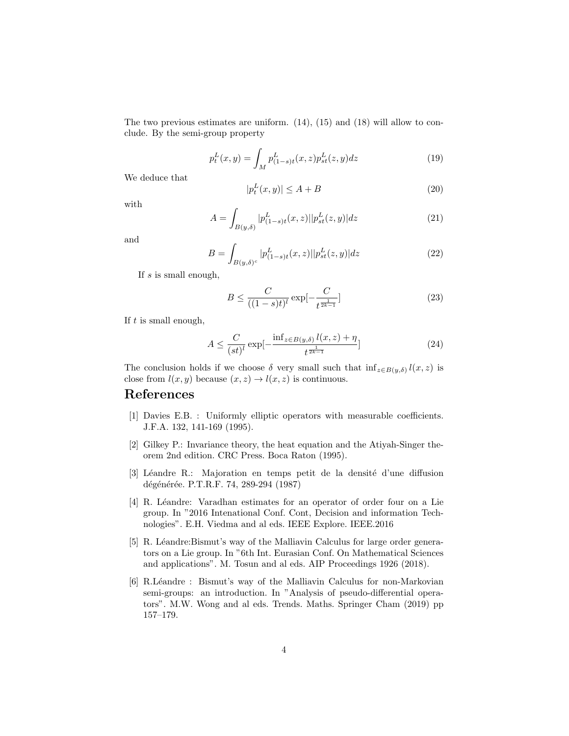The two previous estimates are uniform. (14), (15) and (18) will allow to conclude. By the semi-group property

$$p_t^L(x,y) = \int_M p_{(1-s)t}^L(x,z) p_{st}^L(z,y) dz \tag{19}$$

We deduce that

$$|p_t^L(x,y)| \leq A + B \tag{20}$$

with

$$A = \int_{B(y,\delta)} |p_{(1-s)t}^L(x,z)||p_{st}^L(z,y)| dz \tag{21}$$

and

$$B = \int_{B(y,\delta)^c} |p_{(1-s)t}^L(x,z)||p_{st}^L(z,y)| dz \tag{22}$$

If $s$ is small enough,

$$B \leq \frac{C}{((1-s)t)^l} \exp[-\frac{C}{t^{\frac{1}{2k-1}}}] \tag{23}$$

If $t$ is small enough,

$$A \leq \frac{C}{(st)^l} \exp[-\frac{\inf_{z \in B(y,\delta)} l(x,z) + \eta}{t^{\frac{1}{2k-1}}}] \tag{24}$$

The conclusion holds if we choose $\delta$ very small such that $\inf_{z \in B(y,\delta)} l(x,z)$ is close from $l(x,y)$ because $(x,z) \to l(x,z)$ is continuous.

# References

[1] Davies E.B. : Uniformly elliptic operators with measurable coefficients. J.F.A. 132, 141-169 (1995).

[2] Gilkey P.: Invariance theory, the heat equation and the Atiyah-Singer theorem 2nd edition. CRC Press. Boca Raton (1995).

[3] Léandre R.: Majoration en temps petit de la densité d'une diffusion dégénérée. P.T.R.F. 74, 289-294 (1987)

[4] R. Léandre: Varadhan estimates for an operator of order four on a Lie group. In "2016 Intenational Conf. Cont, Decision and information Technologies". E.H. Viedma and al eds. IEEE Explore. IEEE.2016

[5] R. Léandre:Bismut's way of the Malliavin Calculus for large order generators on a Lie group. In "6th Int. Eurasian Conf. On Mathematical Sciences and applications". M. Tosun and al eds. AIP Proceedings 1926 (2018).

[6] R.Léandre : Bismut's way of the Malliavin Calculus for non-Markovian semi-groups: an introduction. In "Analysis of pseudo-differential operators". M.W. Wong and al eds. Trends. Maths. Springer Cham (2019) pp 157–179.